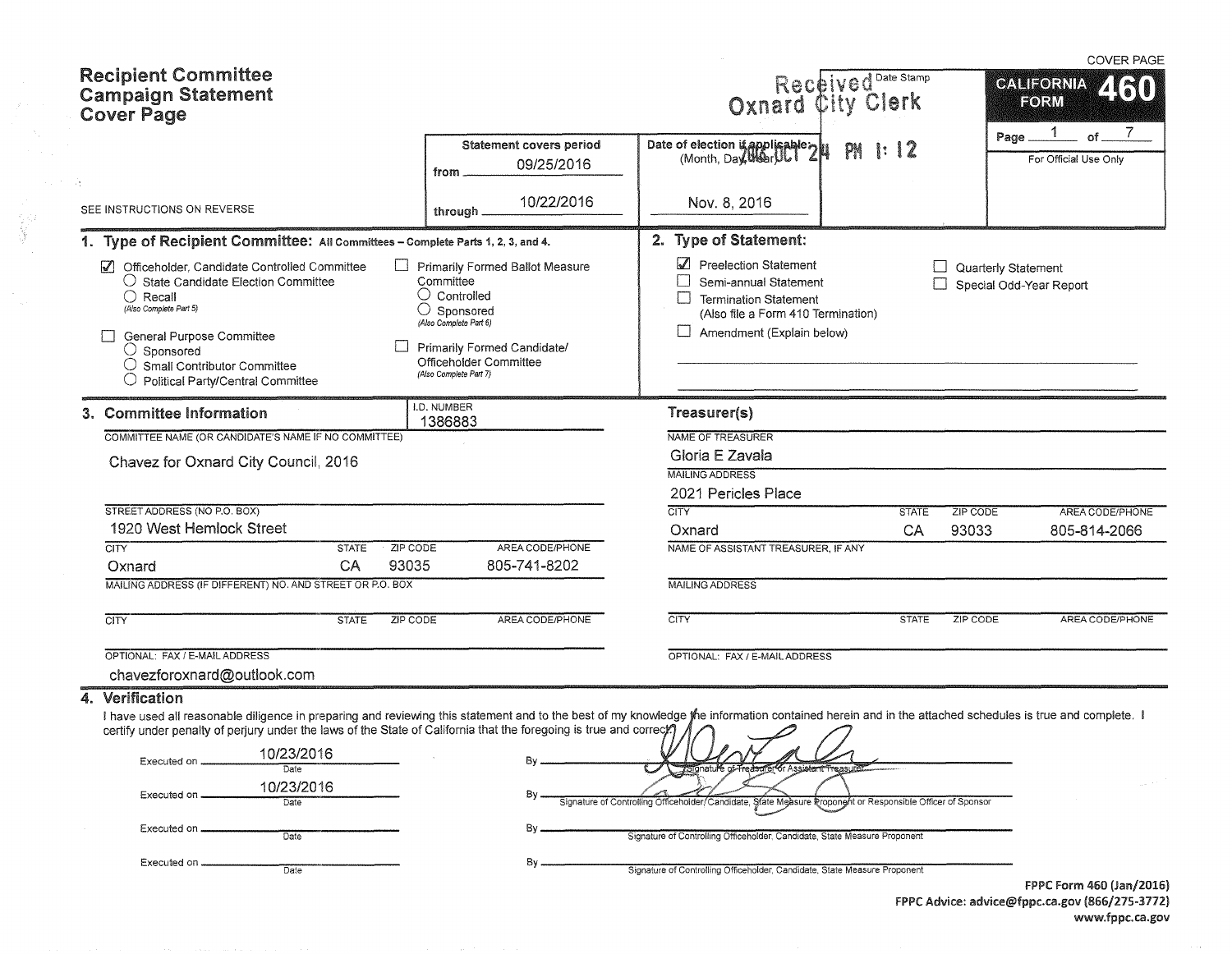COVER PAGE

# Recipient Committee Campaign Statement Cover Page

**CALIFORNIA FORM 460**

Received Oxnard City Clerk (Date Stamp) 2016 OCT 24 PM 1:12

Page 1 of 7

For Official Use Only

SEE INSTRUCTIONS ON REVERSE

Statement covers period from 09/25/2016 through 10/22/2016

Date of election if applicable: (Month, Day, Year) Nov. 8, 2016

## 1. Type of Recipient Committee: All Committees – Complete Parts 1, 2, 3, and 4.

- ☑ Officeholder, Candidate Controlled Committee
  - ○ State Candidate Election Committee
  - ○ Recall (Also Complete Part 5)
- ☐ General Purpose Committee
  - ○ Sponsored
  - ○ Small Contributor Committee
  - ○ Political Party/Central Committee
- ☐ Primarily Formed Ballot Measure Committee
  - ○ Controlled
  - ○ Sponsored (Also Complete Part 6)
- ☐ Primarily Formed Candidate/Officeholder Committee (Also Complete Part 7)

## 2. Type of Statement:

- ☑ Preelection Statement
- ☐ Semi-annual Statement
- ☐ Termination Statement (Also file a Form 410 Termination)
- ☐ Amendment (Explain below)
- ☐ Quarterly Statement
- ☐ Special Odd-Year Report

## 3. Committee Information

I.D. NUMBER: 1386883

COMMITTEE NAME (OR CANDIDATE'S NAME IF NO COMMITTEE): Chavez for Oxnard City Council, 2016

STREET ADDRESS (NO P.O. BOX): 1920 West Hemlock Street

| CITY | STATE | ZIP CODE | AREA CODE/PHONE |
|---|---|---|---|
| Oxnard | CA | 93035 | 805-741-8202 |

MAILING ADDRESS (IF DIFFERENT) NO. AND STREET OR P.O. BOX:

| CITY | STATE | ZIP CODE | AREA CODE/PHONE |
|---|---|---|---|
| | | | |

OPTIONAL: FAX / E-MAIL ADDRESS: chavezforoxnard@outlook.com

### Treasurer(s)

NAME OF TREASURER: Gloria E Zavala

MAILING ADDRESS: 2021 Pericles Place

| CITY | STATE | ZIP CODE | AREA CODE/PHONE |
|---|---|---|---|
| Oxnard | CA | 93033 | 805-814-2066 |

NAME OF ASSISTANT TREASURER, IF ANY:

MAILING ADDRESS:

| CITY | STATE | ZIP CODE | AREA CODE/PHONE |
|---|---|---|---|
| | | | |

OPTIONAL: FAX / E-MAIL ADDRESS:

## 4. Verification

I have used all reasonable diligence in preparing and reviewing this statement and to the best of my knowledge the information contained herein and in the attached schedules is true and complete. I certify under penalty of perjury under the laws of the State of California that the foregoing is true and correct.

Executed on 10/23/2016 (Date) By [signature] Signature of Treasurer or Assistant Treasurer

Executed on 10/23/2016 (Date) By [signature] Signature of Controlling Officeholder, Candidate, State Measure Proponent or Responsible Officer of Sponsor

Executed on ________ (Date) By ________ Signature of Controlling Officeholder, Candidate, State Measure Proponent

Executed on ________ (Date) By ________ Signature of Controlling Officeholder, Candidate, State Measure Proponent

FPPC Form 460 (Jan/2016)
FPPC Advice: advice@fppc.ca.gov (866/275-3772)
www.fppc.ca.gov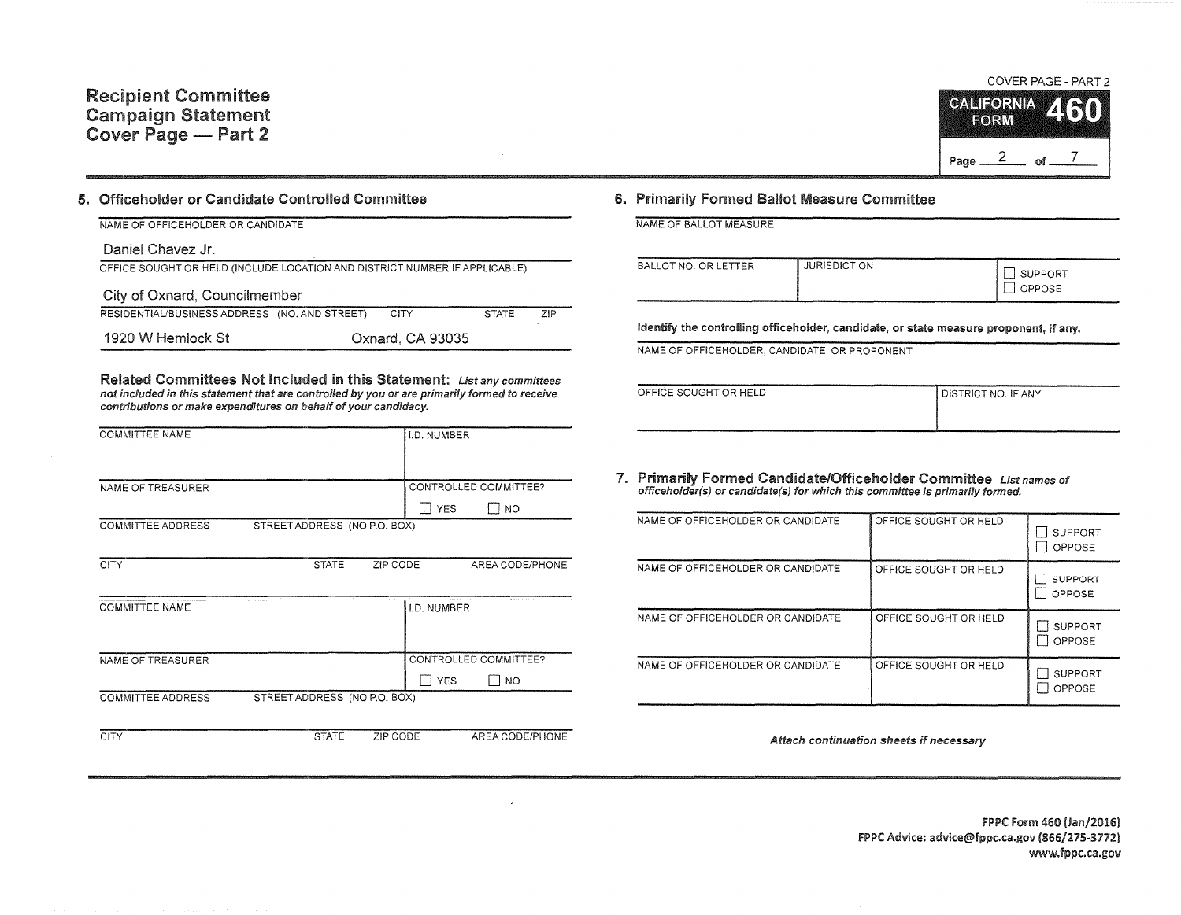# Recipient Committee Campaign Statement Cover Page — Part 2

COVER PAGE - PART 2

**CALIFORNIA FORM 460**

## 5. Officeholder or Candidate Controlled Committee

| NAME OF OFFICEHOLDER OR CANDIDATE | | | |
|---|---|---|---|
| Daniel Chavez Jr. | | | |
| **OFFICE SOUGHT OR HELD (INCLUDE LOCATION AND DISTRICT NUMBER IF APPLICABLE)** | | | |
| City of Oxnard, Councilmember | | | |
| **RESIDENTIAL/BUSINESS ADDRESS (NO. AND STREET)** | **CITY** | **STATE** | **ZIP** |
| 1920 W Hemlock St | Oxnard, CA 93035 | | |

### Related Committees Not Included in this Statement:

*List any committees not included in this statement that are controlled by you or are primarily formed to receive contributions or make expenditures on behalf of your candidacy.*

| COMMITTEE NAME | | | I.D. NUMBER |
|---|---|---|---|
| | | | |
| NAME OF TREASURER | | | CONTROLLED COMMITTEE? ☐ YES ☐ NO |
| COMMITTEE ADDRESS | STREET ADDRESS (NO P.O. BOX) | | |
| CITY | STATE | ZIP CODE | AREA CODE/PHONE |

| COMMITTEE NAME | | | I.D. NUMBER |
|---|---|---|---|
| | | | |
| NAME OF TREASURER | | | CONTROLLED COMMITTEE? ☐ YES ☐ NO |
| COMMITTEE ADDRESS | STREET ADDRESS (NO P.O. BOX) | | |
| CITY | STATE | ZIP CODE | AREA CODE/PHONE |

## 6. Primarily Formed Ballot Measure Committee

| NAME OF BALLOT MEASURE | | |
|---|---|---|
| | | |
| BALLOT NO. OR LETTER | JURISDICTION | ☐ SUPPORT ☐ OPPOSE |

**Identify the controlling officeholder, candidate, or state measure proponent, if any.**

| NAME OF OFFICEHOLDER, CANDIDATE, OR PROPONENT | |
|---|---|
| | |
| OFFICE SOUGHT OR HELD | DISTRICT NO. IF ANY |

## 7. Primarily Formed Candidate/Officeholder Committee

*List names of officeholder(s) or candidate(s) for which this committee is primarily formed.*

| NAME OF OFFICEHOLDER OR CANDIDATE | OFFICE SOUGHT OR HELD | |
|---|---|---|
| | | ☐ SUPPORT ☐ OPPOSE |
| NAME OF OFFICEHOLDER OR CANDIDATE | OFFICE SOUGHT OR HELD | ☐ SUPPORT ☐ OPPOSE |
| NAME OF OFFICEHOLDER OR CANDIDATE | OFFICE SOUGHT OR HELD | ☐ SUPPORT ☐ OPPOSE |
| NAME OF OFFICEHOLDER OR CANDIDATE | OFFICE SOUGHT OR HELD | ☐ SUPPORT ☐ OPPOSE |

*Attach continuation sheets if necessary*

**FPPC Form 460 (Jan/2016)**
**FPPC Advice: advice@fppc.ca.gov (866/275-3772)**
**www.fppc.ca.gov**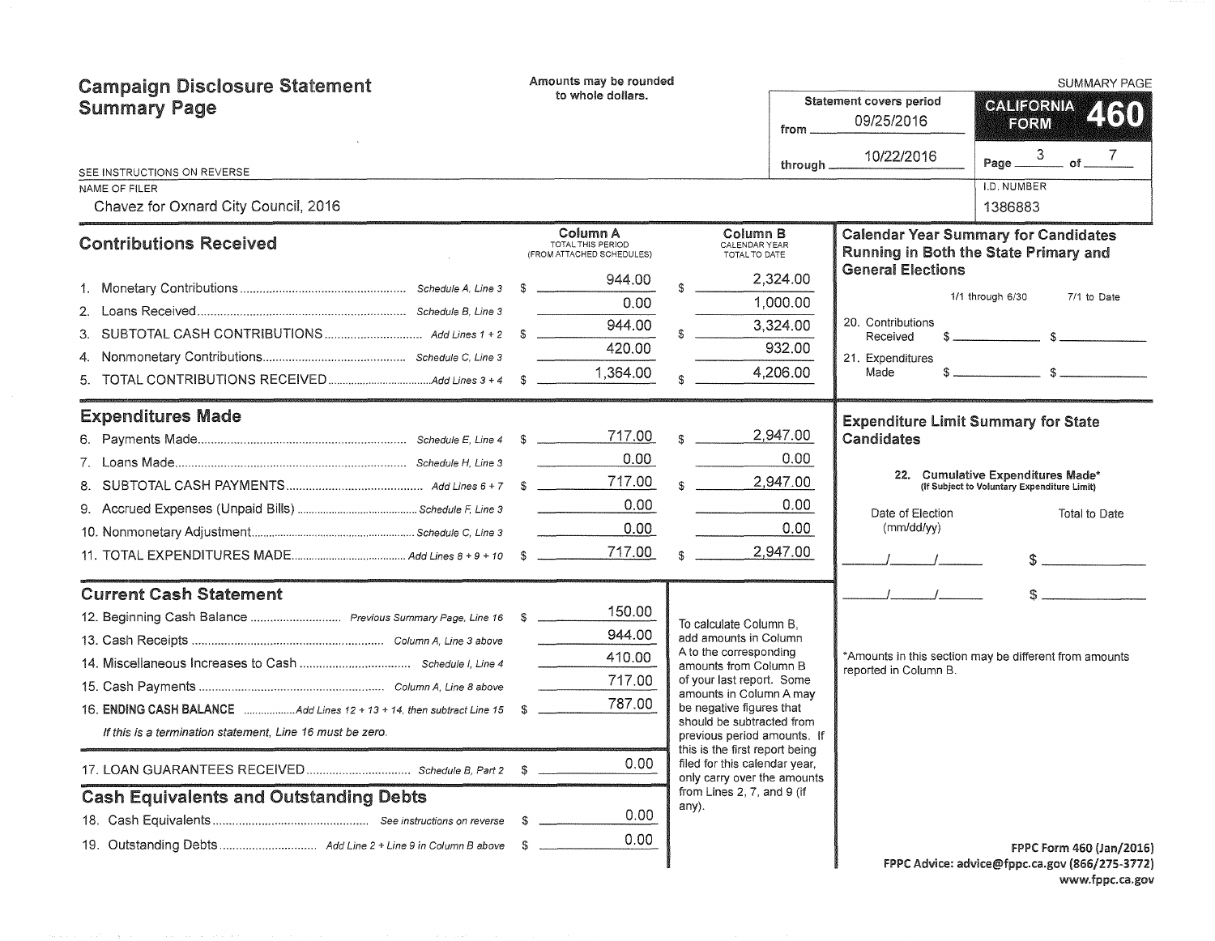# Campaign Disclosure Statement Summary Page

Amounts may be rounded to whole dollars.

SUMMARY PAGE

**CALIFORNIA FORM 460**

Statement covers period from 09/25/2016 through 10/22/2016

SEE INSTRUCTIONS ON REVERSE

NAME OF FILER: Chavez for Oxnard City Council, 2016

I.D. NUMBER: 1386883

## Contributions Received

| | | Column A TOTAL THIS PERIOD (FROM ATTACHED SCHEDULES) | Column B CALENDAR YEAR TOTAL TO DATE |
|---|---|---|---|
| 1. Monetary Contributions | Schedule A, Line 3 | $ 944.00 | $ 2,324.00 |
| 2. Loans Received | Schedule B, Line 3 | 0.00 | 1,000.00 |
| 3. SUBTOTAL CASH CONTRIBUTIONS | Add Lines 1 + 2 | $ 944.00 | $ 3,324.00 |
| 4. Nonmonetary Contributions | Schedule C, Line 3 | 420.00 | 932.00 |
| 5. TOTAL CONTRIBUTIONS RECEIVED | Add Lines 3 + 4 | $ 1,364.00 | $ 4,206.00 |

## Expenditures Made

| | | Column A | Column B |
|---|---|---|---|
| 6. Payments Made | Schedule E, Line 4 | $ 717.00 | $ 2,947.00 |
| 7. Loans Made | Schedule H, Line 3 | 0.00 | 0.00 |
| 8. SUBTOTAL CASH PAYMENTS | Add Lines 6 + 7 | $ 717.00 | $ 2,947.00 |
| 9. Accrued Expenses (Unpaid Bills) | Schedule F, Line 3 | 0.00 | 0.00 |
| 10. Nonmonetary Adjustment | Schedule C, Line 3 | 0.00 | 0.00 |
| 11. TOTAL EXPENDITURES MADE | Add Lines 8 + 9 + 10 | $ 717.00 | $ 2,947.00 |

## Current Cash Statement

| | | |
|---|---|---|
| 12. Beginning Cash Balance | Previous Summary Page, Line 16 | $ 150.00 |
| 13. Cash Receipts | Column A, Line 3 above | 944.00 |
| 14. Miscellaneous Increases to Cash | Schedule I, Line 4 | 410.00 |
| 15. Cash Payments | Column A, Line 8 above | 717.00 |
| 16. **ENDING CASH BALANCE** | Add Lines 12 + 13 + 14, then subtract Line 15 | $ 787.00 |

*If this is a termination statement, Line 16 must be zero.*

| | | |
|---|---|---|
| 17. LOAN GUARANTEES RECEIVED | Schedule B, Part 2 | $ 0.00 |

To calculate Column B, add amounts in Column A to the corresponding amounts from Column B of your last report. Some amounts in Column A may be negative figures that should be subtracted from previous period amounts. If this is the first report being filed for this calendar year, only carry over the amounts from Lines 2, 7, and 9 (if any).

## Cash Equivalents and Outstanding Debts

| | | |
|---|---|---|
| 18. Cash Equivalents | See instructions on reverse | $ 0.00 |
| 19. Outstanding Debts | Add Line 2 + Line 9 in Column B above | $ 0.00 |

## Calendar Year Summary for Candidates Running in Both the State Primary and General Elections

| | 1/1 through 6/30 | 7/1 to Date |
|---|---|---|
| 20. Contributions Received | $ | $ |
| 21. Expenditures Made | $ | $ |

## Expenditure Limit Summary for State Candidates

22. Cumulative Expenditures Made* (If Subject to Voluntary Expenditure Limit)

| Date of Election (mm/dd/yy) | Total to Date |
|---|---|
| / / | $ |
| / / | $ |

*Amounts in this section may be different from amounts reported in Column B.

FPPC Form 460 (Jan/2016)
FPPC Advice: advice@fppc.ca.gov (866/275-3772)
www.fppc.ca.gov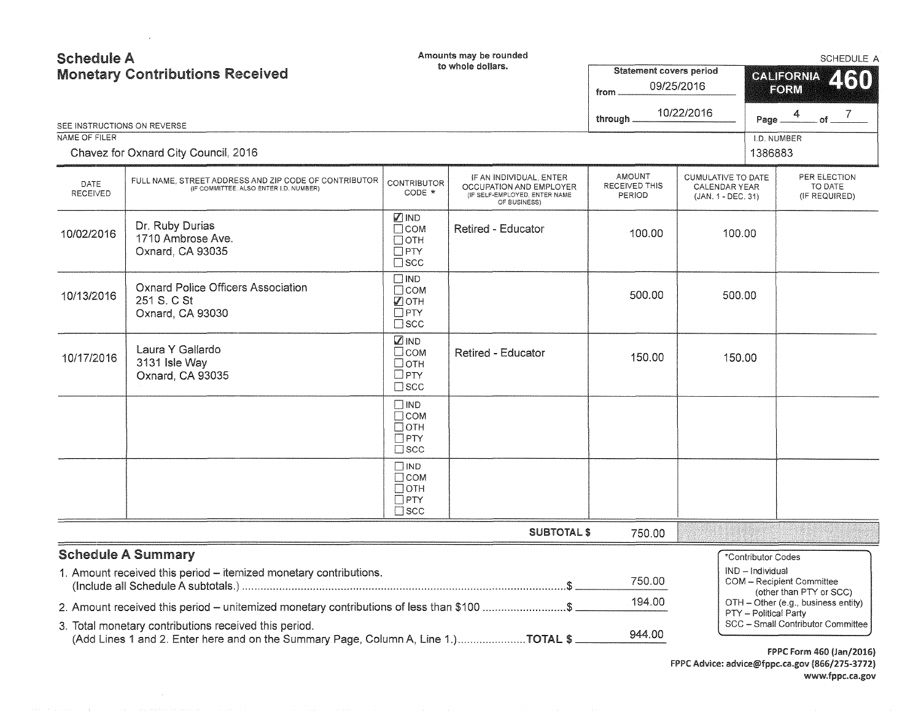# Schedule A
## Monetary Contributions Received

Amounts may be rounded to whole dollars.

**Statement covers period**
from 09/25/2016
through 10/22/2016

SCHEDULE A
**CALIFORNIA FORM 460**

SEE INSTRUCTIONS ON REVERSE

NAME OF FILER: Chavez for Oxnard City Council, 2016

I.D. NUMBER: 1386883

| DATE RECEIVED | FULL NAME, STREET ADDRESS AND ZIP CODE OF CONTRIBUTOR (IF COMMITTEE, ALSO ENTER I.D. NUMBER) | CONTRIBUTOR CODE * | IF AN INDIVIDUAL, ENTER OCCUPATION AND EMPLOYER (IF SELF-EMPLOYED, ENTER NAME OF BUSINESS) | AMOUNT RECEIVED THIS PERIOD | CUMULATIVE TO DATE CALENDAR YEAR (JAN. 1 - DEC. 31) | PER ELECTION TO DATE (IF REQUIRED) |
|---|---|---|---|---|---|---|
| 10/02/2016 | Dr. Ruby Durias<br>1710 Ambrose Ave.<br>Oxnard, CA 93035 | ☑ IND ☐ COM ☐ OTH ☐ PTY ☐ SCC | Retired - Educator | 100.00 | 100.00 | |
| 10/13/2016 | Oxnard Police Officers Association<br>251 S. C St<br>Oxnard, CA 93030 | ☐ IND ☐ COM ☑ OTH ☐ PTY ☐ SCC | | 500.00 | 500.00 | |
| 10/17/2016 | Laura Y Gallardo<br>3131 Isle Way<br>Oxnard, CA 93035 | ☑ IND ☐ COM ☐ OTH ☐ PTY ☐ SCC | Retired - Educator | 150.00 | 150.00 | |
| | | ☐ IND ☐ COM ☐ OTH ☐ PTY ☐ SCC | | | | |
| | | ☐ IND ☐ COM ☐ OTH ☐ PTY ☐ SCC | | | | |
| | | | **SUBTOTAL $** | 750.00 | | |

## Schedule A Summary

1. Amount received this period – itemized monetary contributions. (Include all Schedule A subtotals.) ........ $ 750.00
2. Amount received this period – unitemized monetary contributions of less than $100 ........ $ 194.00
3. Total monetary contributions received this period. (Add Lines 1 and 2. Enter here and on the Summary Page, Column A, Line 1.) ........ **TOTAL $** 944.00

*Contributor Codes
- IND – Individual
- COM – Recipient Committee (other than PTY or SCC)
- OTH – Other (e.g., business entity)
- PTY – Political Party
- SCC – Small Contributor Committee

FPPC Form 460 (Jan/2016)
FPPC Advice: advice@fppc.ca.gov (866/275-3772)
www.fppc.ca.gov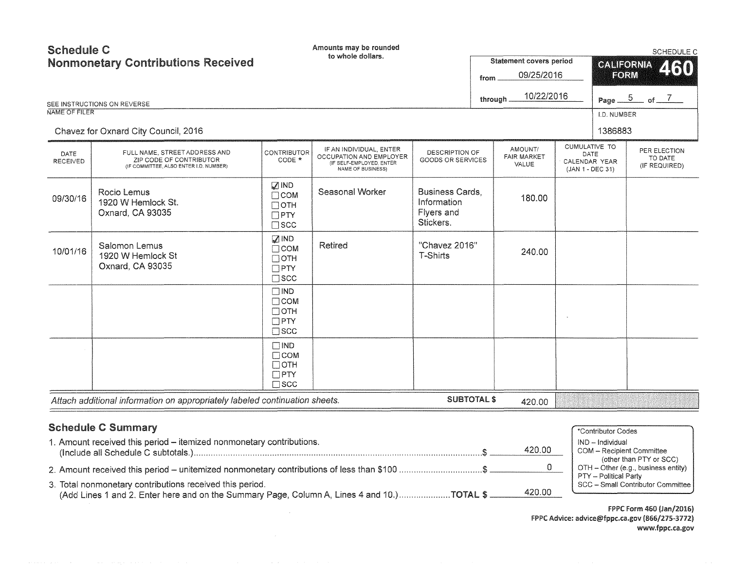# Schedule C
## Nonmonetary Contributions Received

Amounts may be rounded to whole dollars.

SCHEDULE C

**CALIFORNIA FORM 460**

Statement covers period from 09/25/2016 through 10/22/2016

Page 5 of 7

SEE INSTRUCTIONS ON REVERSE

NAME OF FILER: Chavez for Oxnard City Council, 2016

I.D. NUMBER: 1386883

| DATE RECEIVED | FULL NAME, STREET ADDRESS AND ZIP CODE OF CONTRIBUTOR (IF COMMITTEE, ALSO ENTER I.D. NUMBER) | CONTRIBUTOR CODE * | IF AN INDIVIDUAL, ENTER OCCUPATION AND EMPLOYER (IF SELF-EMPLOYED, ENTER NAME OF BUSINESS) | DESCRIPTION OF GOODS OR SERVICES | AMOUNT/ FAIR MARKET VALUE | CUMULATIVE TO DATE CALENDAR YEAR (JAN 1 - DEC 31) | PER ELECTION TO DATE (IF REQUIRED) |
|---|---|---|---|---|---|---|---|
| 09/30/16 | Rocio Lemus<br>1920 W Hemlock St.<br>Oxnard, CA 93035 | ☑ IND<br>☐ COM<br>☐ OTH<br>☐ PTY<br>☐ SCC | Seasonal Worker | Business Cards, Information Flyers and Stickers. | 180.00 | | |
| 10/01/16 | Salomon Lemus<br>1920 W Hemlock St<br>Oxnard, CA 93035 | ☑ IND<br>☐ COM<br>☐ OTH<br>☐ PTY<br>☐ SCC | Retired | "Chavez 2016" T-Shirts | 240.00 | | |
| | | ☐ IND<br>☐ COM<br>☐ OTH<br>☐ PTY<br>☐ SCC | | | | | |
| | | ☐ IND<br>☐ COM<br>☐ OTH<br>☐ PTY<br>☐ SCC | | | | | |

*Attach additional information on appropriately labeled continuation sheets.* **SUBTOTAL $** 420.00

## Schedule C Summary

1. Amount received this period – itemized nonmonetary contributions. (Include all Schedule C subtotals.) ........ $ 420.00
2. Amount received this period – unitemized nonmonetary contributions of less than $100 ........ $ 0
3. Total nonmonetary contributions received this period. (Add Lines 1 and 2. Enter here and on the Summary Page, Column A, Lines 4 and 10.) ........ **TOTAL $** 420.00

*Contributor Codes
- IND – Individual
- COM – Recipient Committee (other than PTY or SCC)
- OTH – Other (e.g., business entity)
- PTY – Political Party
- SCC – Small Contributor Committee

FPPC Form 460 (Jan/2016)
FPPC Advice: advice@fppc.ca.gov (866/275-3772)
www.fppc.ca.gov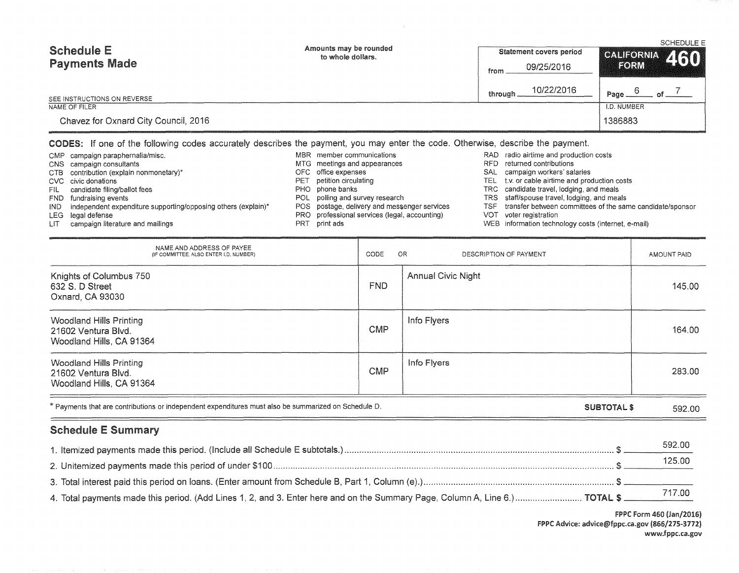# Schedule E
## Payments Made

Amounts may be rounded to whole dollars.

SEE INSTRUCTIONS ON REVERSE

SCHEDULE E

**CALIFORNIA FORM 460**

Statement covers period from 09/25/2016 through 10/22/2016

NAME OF FILER: Chavez for Oxnard City Council, 2016

I.D. NUMBER: 1386883

**CODES:** If one of the following codes accurately describes the payment, you may enter the code. Otherwise, describe the payment.

- CMP campaign paraphernalia/misc.
- CNS campaign consultants
- CTB contribution (explain nonmonetary)*
- CVC civic donations
- FIL candidate filing/ballot fees
- FND fundraising events
- IND independent expenditure supporting/opposing others (explain)*
- LEG legal defense
- LIT campaign literature and mailings
- MBR member communications
- MTG meetings and appearances
- OFC office expenses
- PET petition circulating
- PHO phone banks
- POL polling and survey research
- POS postage, delivery and messenger services
- PRO professional services (legal, accounting)
- PRT print ads
- RAD radio airtime and production costs
- RFD returned contributions
- SAL campaign workers' salaries
- TEL t.v. or cable airtime and production costs
- TRC candidate travel, lodging, and meals
- TRS staff/spouse travel, lodging, and meals
- TSF transfer between committees of the same candidate/sponsor
- VOT voter registration
- WEB information technology costs (internet, e-mail)

| NAME AND ADDRESS OF PAYEE (IF COMMITTEE, ALSO ENTER I.D. NUMBER) | CODE | OR DESCRIPTION OF PAYMENT | AMOUNT PAID |
|---|---|---|---|
| Knights of Columbus 750<br>632 S. D Street<br>Oxnard, CA 93030 | FND | Annual Civic Night | 145.00 |
| Woodland Hills Printing<br>21602 Ventura Blvd.<br>Woodland Hills, CA 91364 | CMP | Info Flyers | 164.00 |
| Woodland Hills Printing<br>21602 Ventura Blvd.<br>Woodland Hills, CA 91364 | CMP | Info Flyers | 283.00 |

\* Payments that are contributions or independent expenditures must also be summarized on Schedule D.

**SUBTOTAL $** 592.00

## Schedule E Summary

1. Itemized payments made this period. (Include all Schedule E subtotals.) $ 592.00
2. Unitemized payments made this period of under $100 $ 125.00
3. Total interest paid this period on loans. (Enter amount from Schedule B, Part 1, Column (e).) $
4. Total payments made this period. (Add Lines 1, 2, and 3. Enter here and on the Summary Page, Column A, Line 6.) **TOTAL $** 717.00

FPPC Form 460 (Jan/2016)
FPPC Advice: advice@fppc.ca.gov (866/275-3772)
www.fppc.ca.gov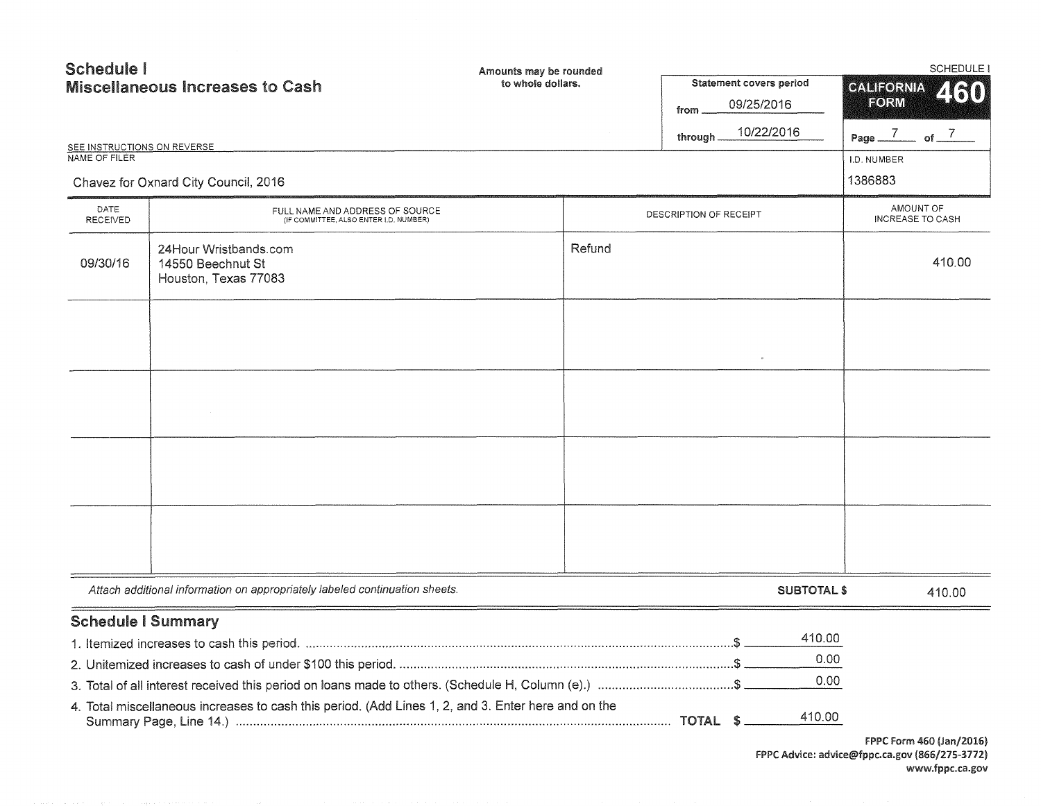# Schedule I
## Miscellaneous Increases to Cash

Amounts may be rounded to whole dollars.

SCHEDULE I

CALIFORNIA FORM 460

Statement covers period from 09/25/2016 through 10/22/2016

SEE INSTRUCTIONS ON REVERSE

NAME OF FILER: Chavez for Oxnard City Council, 2016

I.D. NUMBER: 1386883

| DATE RECEIVED | FULL NAME AND ADDRESS OF SOURCE (IF COMMITTEE, ALSO ENTER I.D. NUMBER) | DESCRIPTION OF RECEIPT | AMOUNT OF INCREASE TO CASH |
|---|---|---|---|
| 09/30/16 | 24Hour Wristbands.com<br>14550 Beechnut St<br>Houston, Texas 77083 | Refund | 410.00 |
| | | | |
| | | | |
| | | | |
| | | | |

*Attach additional information on appropriately labeled continuation sheets.*

**SUBTOTAL $** 410.00

## Schedule I Summary

1. Itemized increases to cash this period. $ 410.00
2. Unitemized increases to cash of under $100 this period. $ 0.00
3. Total of all interest received this period on loans made to others. (Schedule H, Column (e).) $ 0.00
4. Total miscellaneous increases to cash this period. (Add Lines 1, 2, and 3. Enter here and on the Summary Page, Line 14.) **TOTAL $** 410.00

FPPC Form 460 (Jan/2016)
FPPC Advice: advice@fppc.ca.gov (866/275-3772)
www.fppc.ca.gov